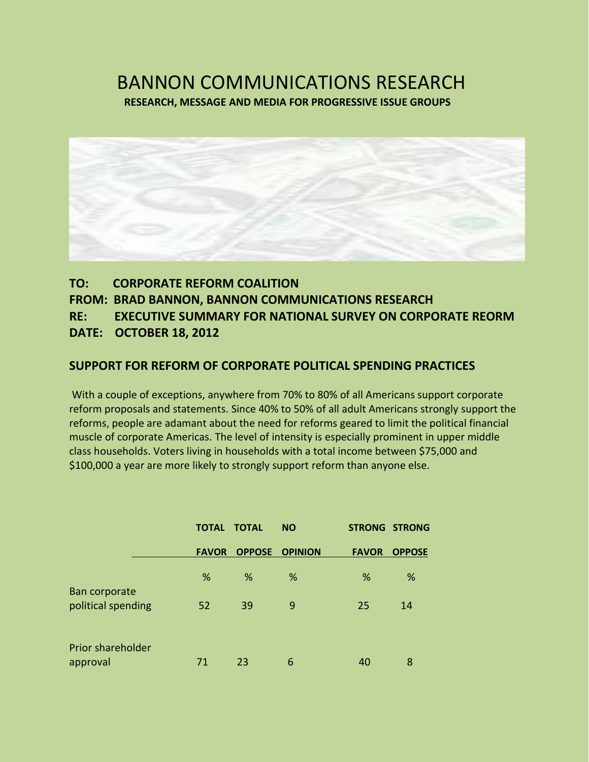# BANNON COMMUNICATIONS RESEARCH

**RESEARCH, MESSAGE AND MEDIA FOR PROGRESSIVE ISSUE GROUPS**

**TO: CORPORATE REFORM COALITION**
**FROM: BRAD BANNON, BANNON COMMUNICATIONS RESEARCH**
**RE: EXECUTIVE SUMMARY FOR NATIONAL SURVEY ON CORPORATE REORM**
**DATE: OCTOBER 18, 2012**

## SUPPORT FOR REFORM OF CORPORATE POLITICAL SPENDING PRACTICES

With a couple of exceptions, anywhere from 70% to 80% of all Americans support corporate reform proposals and statements. Since 40% to 50% of all adult Americans strongly support the reforms, people are adamant about the need for reforms geared to limit the political financial muscle of corporate Americas. The level of intensity is especially prominent in upper middle class households. Voters living in households with a total income between $75,000 and $100,000 a year are more likely to strongly support reform than anyone else.

| | TOTAL FAVOR | TOTAL OPPOSE | NO OPINION | STRONG FAVOR | STRONG OPPOSE |
|---|---|---|---|---|---|
| | % | % | % | % | % |
| Ban corporate political spending | 52 | 39 | 9 | 25 | 14 |
| Prior shareholder approval | 71 | 23 | 6 | 40 | 8 |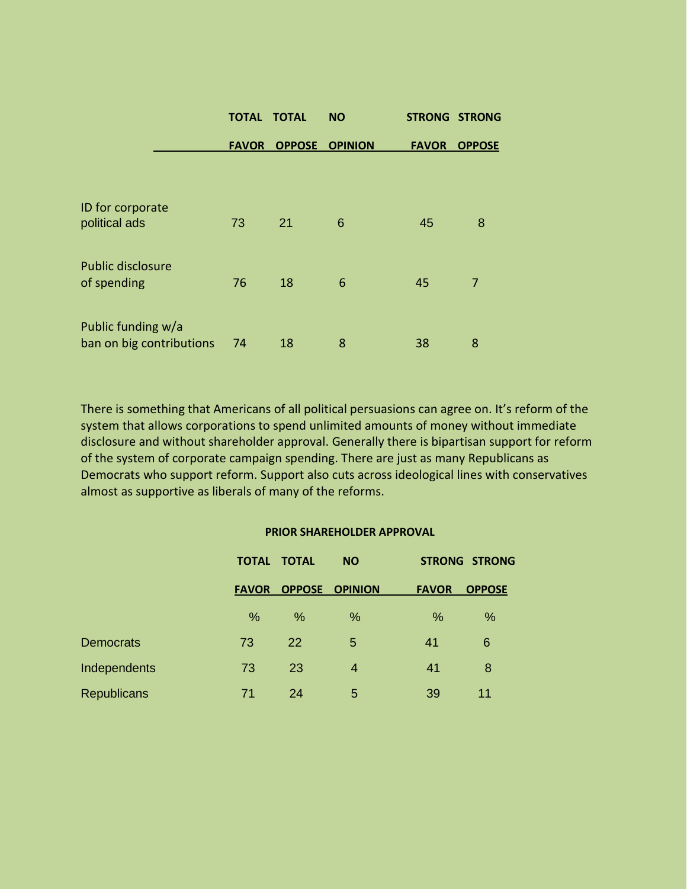| | TOTAL FAVOR | TOTAL OPPOSE | NO OPINION | STRONG FAVOR | STRONG OPPOSE |
|---|---|---|---|---|---|
| ID for corporate political ads | 73 | 21 | 6 | 45 | 8 |
| Public disclosure of spending | 76 | 18 | 6 | 45 | 7 |
| Public funding w/a ban on big contributions | 74 | 18 | 8 | 38 | 8 |

There is something that Americans of all political persuasions can agree on. It's reform of the system that allows corporations to spend unlimited amounts of money without immediate disclosure and without shareholder approval. Generally there is bipartisan support for reform of the system of corporate campaign spending. There are just as many Republicans as Democrats who support reform. Support also cuts across ideological lines with conservatives almost as supportive as liberals of many of the reforms.

**PRIOR SHAREHOLDER APPROVAL**

| | TOTAL FAVOR | TOTAL OPPOSE | NO OPINION | STRONG FAVOR | STRONG OPPOSE |
|---|---|---|---|---|---|
| | % | % | % | % | % |
| Democrats | 73 | 22 | 5 | 41 | 6 |
| Independents | 73 | 23 | 4 | 41 | 8 |
| Republicans | 71 | 24 | 5 | 39 | 11 |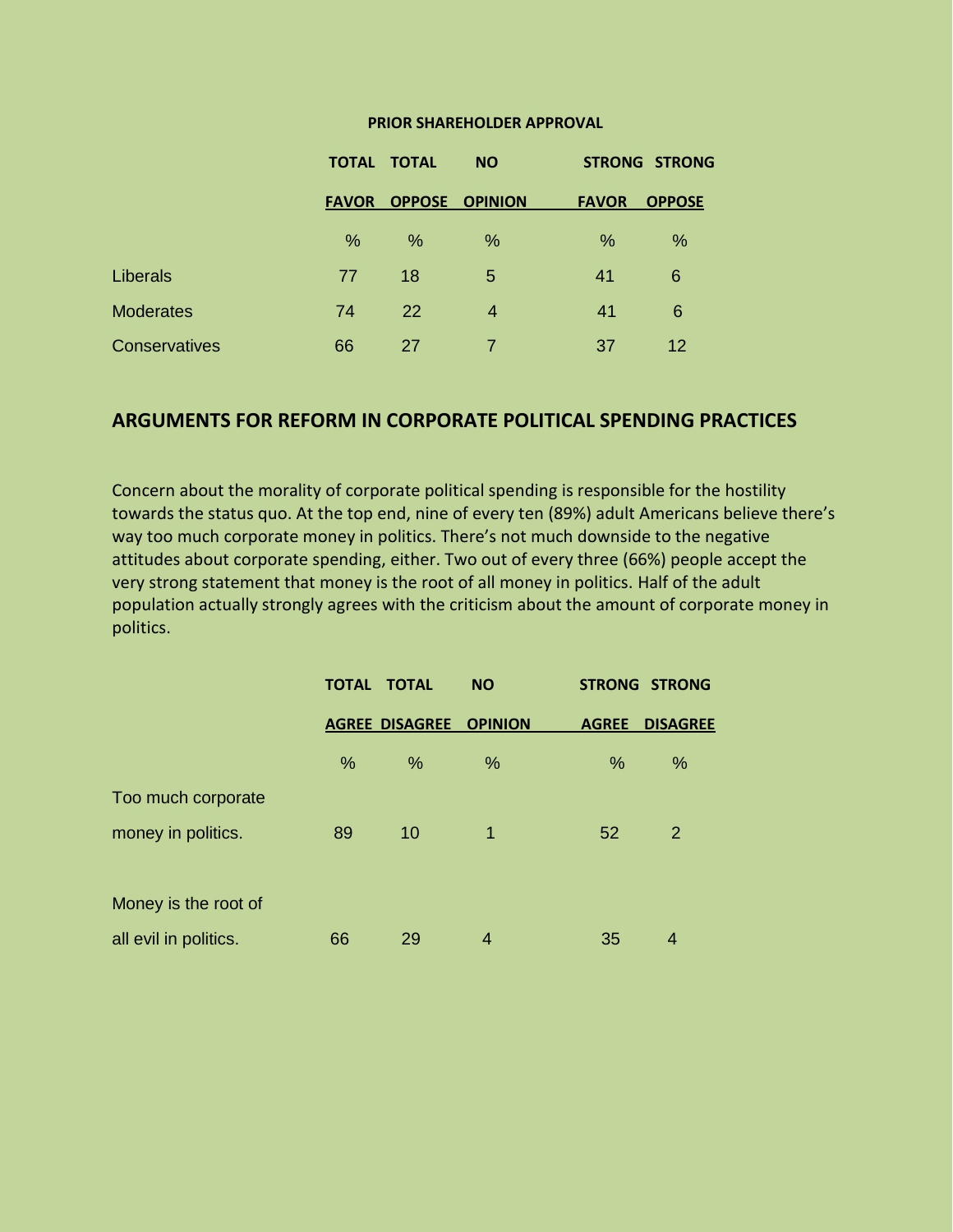**PRIOR SHAREHOLDER APPROVAL**

| | TOTAL FAVOR | TOTAL OPPOSE | NO OPINION | STRONG FAVOR | STRONG OPPOSE |
|---|---|---|---|---|---|
| | % | % | % | % | % |
| Liberals | 77 | 18 | 5 | 41 | 6 |
| Moderates | 74 | 22 | 4 | 41 | 6 |
| Conservatives | 66 | 27 | 7 | 37 | 12 |

## ARGUMENTS FOR REFORM IN CORPORATE POLITICAL SPENDING PRACTICES

Concern about the morality of corporate political spending is responsible for the hostility towards the status quo. At the top end, nine of every ten (89%) adult Americans believe there's way too much corporate money in politics. There's not much downside to the negative attitudes about corporate spending, either. Two out of every three (66%) people accept the very strong statement that money is the root of all money in politics. Half of the adult population actually strongly agrees with the criticism about the amount of corporate money in politics.

| | TOTAL AGREE | TOTAL DISAGREE | NO OPINION | STRONG AGREE | STRONG DISAGREE |
|---|---|---|---|---|---|
| | % | % | % | % | % |
| Too much corporate money in politics. | 89 | 10 | 1 | 52 | 2 |
| Money is the root of all evil in politics. | 66 | 29 | 4 | 35 | 4 |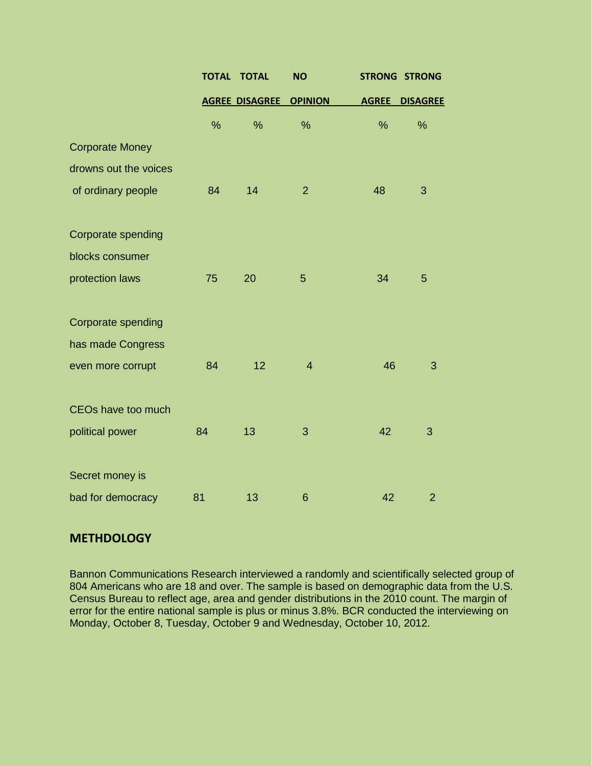| | TOTAL AGREE | TOTAL DISAGREE | NO OPINION | STRONG AGREE | STRONG DISAGREE |
|---|---|---|---|---|---|
| | % | % | % | % | % |
| Corporate Money drowns out the voices of ordinary people | 84 | 14 | 2 | 48 | 3 |
| Corporate spending blocks consumer protection laws | 75 | 20 | 5 | 34 | 5 |
| Corporate spending has made Congress even more corrupt | 84 | 12 | 4 | 46 | 3 |
| CEOs have too much political power | 84 | 13 | 3 | 42 | 3 |
| Secret money is bad for democracy | 81 | 13 | 6 | 42 | 2 |

## METHDOLOGY

Bannon Communications Research interviewed a randomly and scientifically selected group of 804 Americans who are 18 and over. The sample is based on demographic data from the U.S. Census Bureau to reflect age, area and gender distributions in the 2010 count. The margin of error for the entire national sample is plus or minus 3.8%. BCR conducted the interviewing on Monday, October 8, Tuesday, October 9 and Wednesday, October 10, 2012.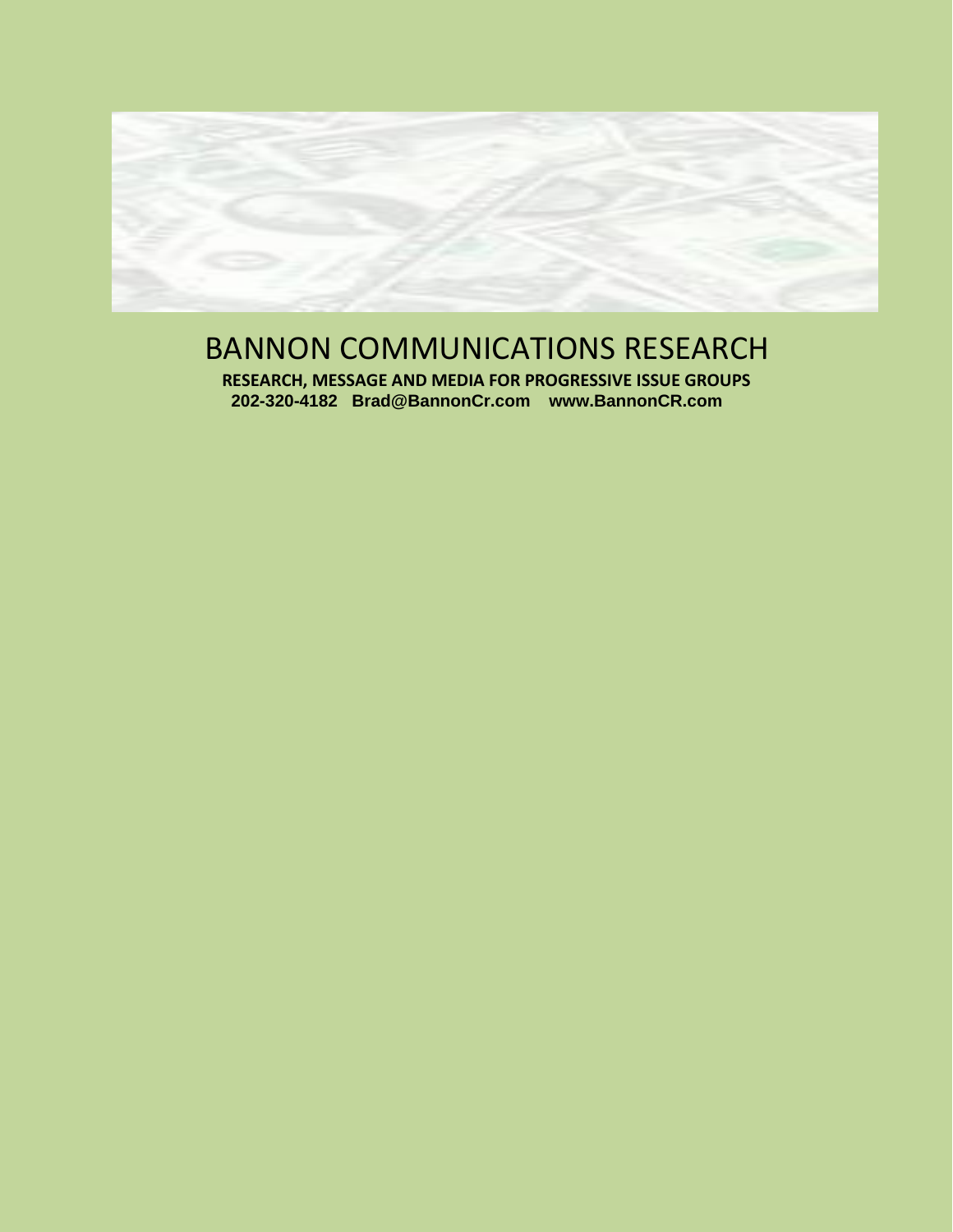# BANNON COMMUNICATIONS RESEARCH

**RESEARCH, MESSAGE AND MEDIA FOR PROGRESSIVE ISSUE GROUPS**

**202-320-4182 Brad@BannonCr.com www.BannonCR.com**